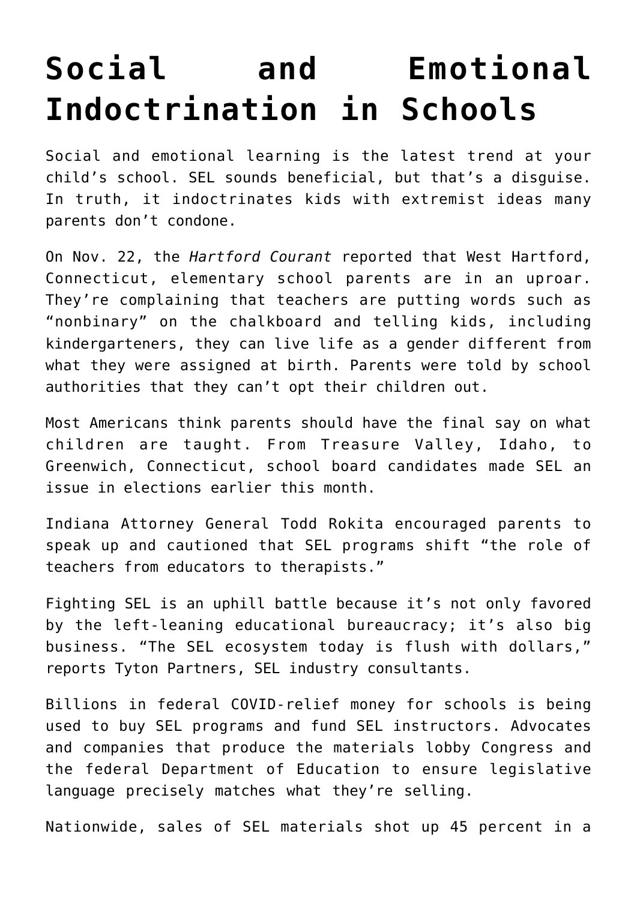# Social and Emotional Indoctrination in Schools

Social and emotional learning is the latest trend at your child's school. SEL sounds beneficial, but that's a disguise. In truth, it indoctrinates kids with extremist ideas many parents don't condone.

On Nov. 22, the *Hartford Courant* reported that West Hartford, Connecticut, elementary school parents are in an uproar. They're complaining that teachers are putting words such as "nonbinary" on the chalkboard and telling kids, including kindergarteners, they can live life as a gender different from what they were assigned at birth. Parents were told by school authorities that they can't opt their children out.

Most Americans think parents should have the final say on what children are taught. From Treasure Valley, Idaho, to Greenwich, Connecticut, school board candidates made SEL an issue in elections earlier this month.

Indiana Attorney General Todd Rokita encouraged parents to speak up and cautioned that SEL programs shift "the role of teachers from educators to therapists."

Fighting SEL is an uphill battle because it's not only favored by the left-leaning educational bureaucracy; it's also big business. "The SEL ecosystem today is flush with dollars," reports Tyton Partners, SEL industry consultants.

Billions in federal COVID-relief money for schools is being used to buy SEL programs and fund SEL instructors. Advocates and companies that produce the materials lobby Congress and the federal Department of Education to ensure legislative language precisely matches what they're selling.

Nationwide, sales of SEL materials shot up 45 percent in a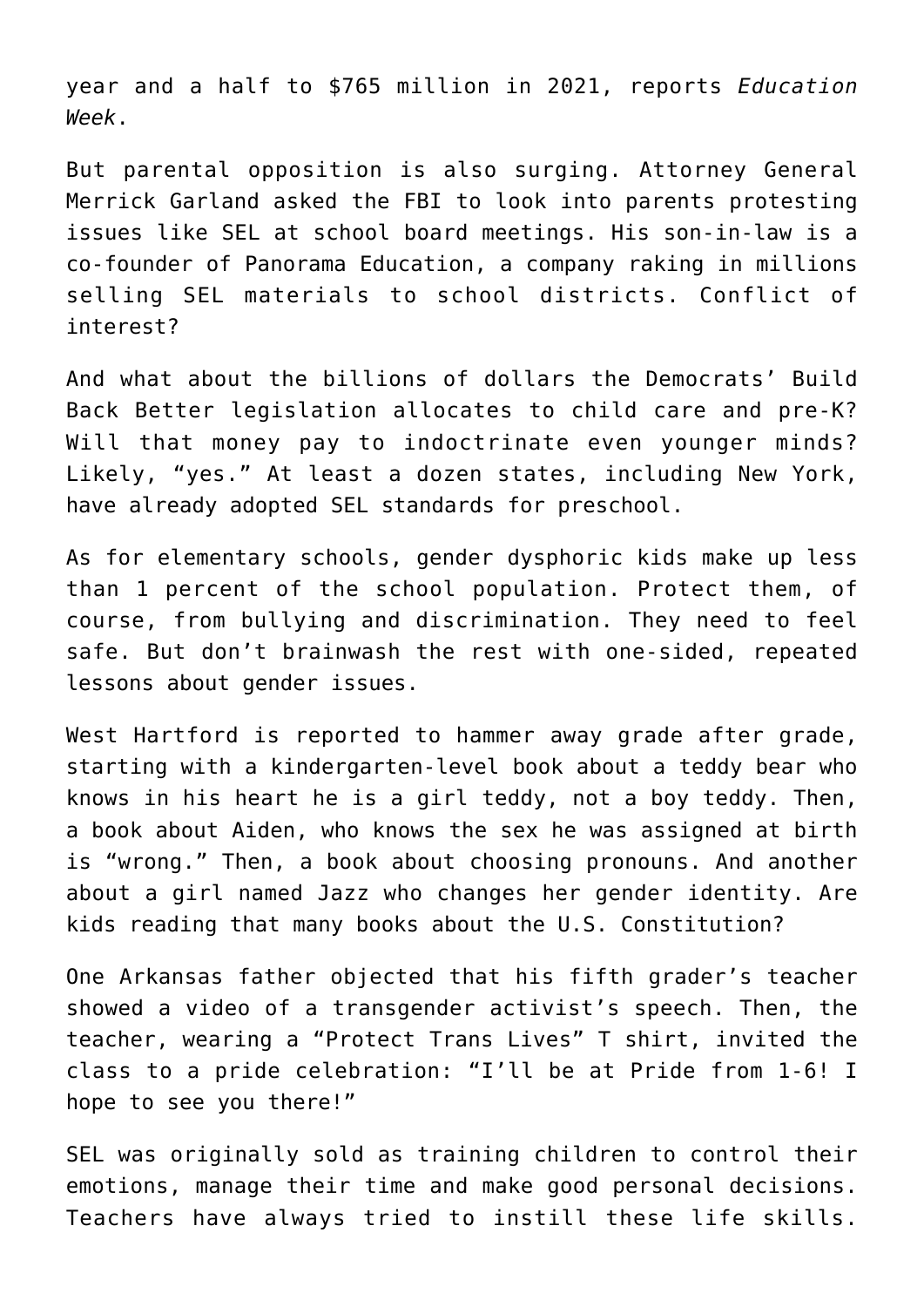year and a half to $765 million in 2021, reports *Education Week*.

But parental opposition is also surging. Attorney General Merrick Garland asked the FBI to look into parents protesting issues like SEL at school board meetings. His son-in-law is a co-founder of Panorama Education, a company raking in millions selling SEL materials to school districts. Conflict of interest?

And what about the billions of dollars the Democrats' Build Back Better legislation allocates to child care and pre-K? Will that money pay to indoctrinate even younger minds? Likely, "yes." At least a dozen states, including New York, have already adopted SEL standards for preschool.

As for elementary schools, gender dysphoric kids make up less than 1 percent of the school population. Protect them, of course, from bullying and discrimination. They need to feel safe. But don't brainwash the rest with one-sided, repeated lessons about gender issues.

West Hartford is reported to hammer away grade after grade, starting with a kindergarten-level book about a teddy bear who knows in his heart he is a girl teddy, not a boy teddy. Then, a book about Aiden, who knows the sex he was assigned at birth is "wrong." Then, a book about choosing pronouns. And another about a girl named Jazz who changes her gender identity. Are kids reading that many books about the U.S. Constitution?

One Arkansas father objected that his fifth grader's teacher showed a video of a transgender activist's speech. Then, the teacher, wearing a "Protect Trans Lives" T shirt, invited the class to a pride celebration: "I'll be at Pride from 1-6! I hope to see you there!"

SEL was originally sold as training children to control their emotions, manage their time and make good personal decisions. Teachers have always tried to instill these life skills.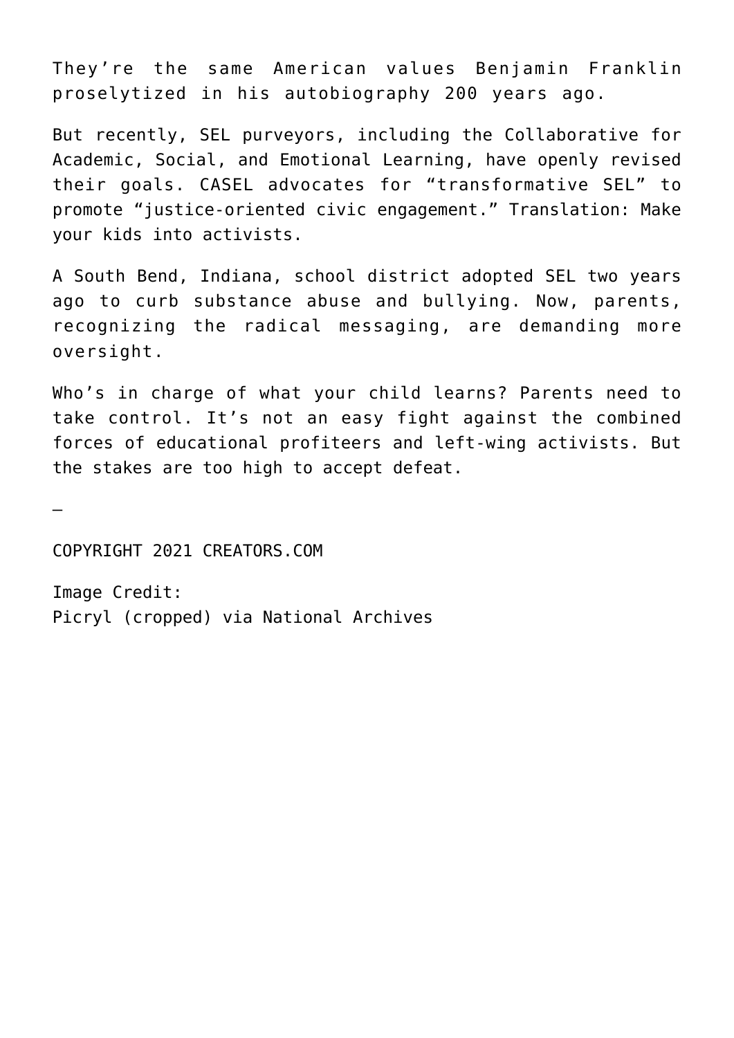They're the same American values Benjamin Franklin proselytized in his autobiography 200 years ago.

But recently, SEL purveyors, including the Collaborative for Academic, Social, and Emotional Learning, have openly revised their goals. CASEL advocates for "transformative SEL" to promote "justice-oriented civic engagement." Translation: Make your kids into activists.

A South Bend, Indiana, school district adopted SEL two years ago to curb substance abuse and bullying. Now, parents, recognizing the radical messaging, are demanding more oversight.

Who's in charge of what your child learns? Parents need to take control. It's not an easy fight against the combined forces of educational profiteers and left-wing activists. But the stakes are too high to accept defeat.

—

COPYRIGHT 2021 CREATORS.COM

Image Credit:
Picryl (cropped) via National Archives